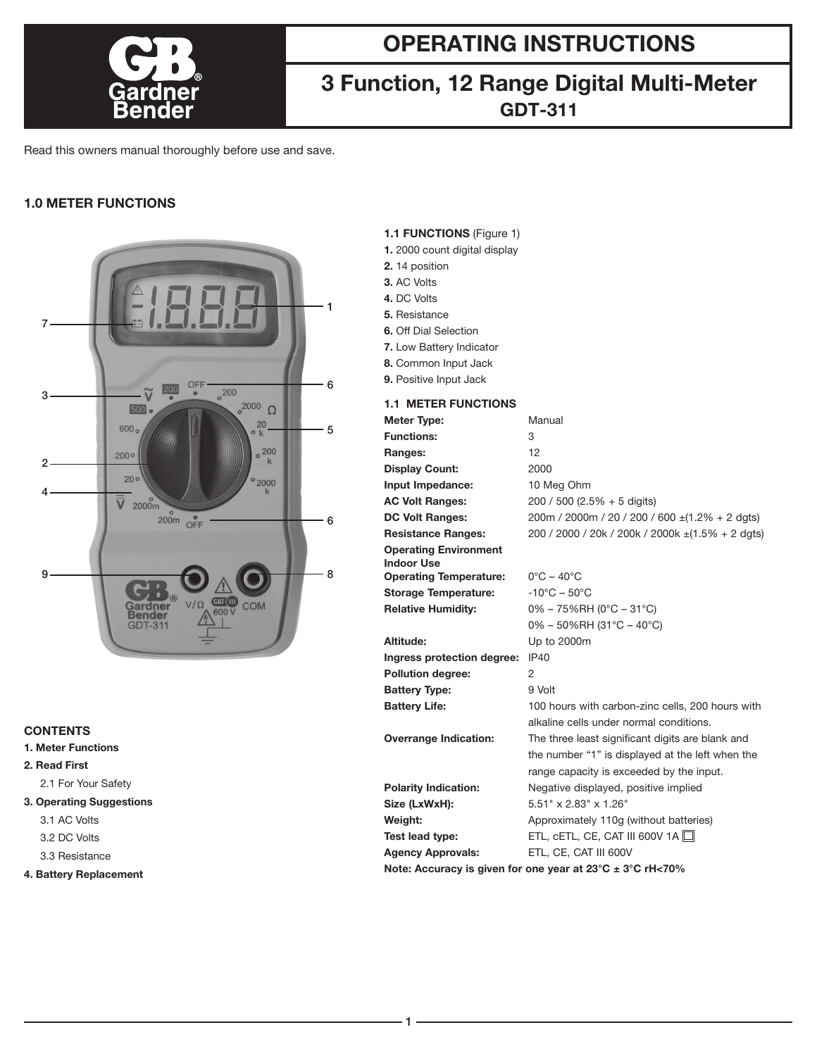# OPERATING INSTRUCTIONS

## 3 Function, 12 Range Digital Multi-Meter

**GDT-311**

Read this owners manual thoroughly before use and save.

### 1.0 METER FUNCTIONS

**1.1 FUNCTIONS** (Figure 1)

1. 2000 count digital display
2. 14 position
3. AC Volts
4. DC Volts
5. Resistance
6. Off Dial Selection
7. Low Battery Indicator
8. Common Input Jack
9. Positive Input Jack

**1.1 METER FUNCTIONS**

| | |
|---|---|
| **Meter Type:** | Manual |
| **Functions:** | 3 |
| **Ranges:** | 12 |
| **Display Count:** | 2000 |
| **Input Impedance:** | 10 Meg Ohm |
| **AC Volt Ranges:** | 200 / 500 (2.5% + 5 digits) |
| **DC Volt Ranges:** | 200m / 2000m / 20 / 200 / 600 ±(1.2% + 2 dgts) |
| **Resistance Ranges:** | 200 / 2000 / 20k / 200k / 2000k ±(1.5% + 2 dgts) |
| **Operating Environment Indoor Use** | |
| **Operating Temperature:** | 0°C – 40°C |
| **Storage Temperature:** | -10°C – 50°C |
| **Relative Humidity:** | 0% – 75%RH (0°C – 31°C)<br>0% – 50%RH (31°C – 40°C) |
| **Altitude:** | Up to 2000m |
| **Ingress protection degree:** | IP40 |
| **Pollution degree:** | 2 |
| **Battery Type:** | 9 Volt |
| **Battery Life:** | 100 hours with carbon-zinc cells, 200 hours with alkaline cells under normal conditions. |
| **Overrange Indication:** | The three least significant digits are blank and the number "1" is displayed at the left when the range capacity is exceeded by the input. |
| **Polarity Indication:** | Negative displayed, positive implied |
| **Size (LxWxH):** | 5.51" x 2.83" x 1.26" |
| **Weight:** | Approximately 110g (without batteries) |
| **Test lead type:** | ETL, cETL, CE, CAT III 600V 1A ☐ |
| **Agency Approvals:** | ETL, CE, CAT III 600V |

**Note: Accuracy is given for one year at 23°C ± 3°C rH<70%**

### CONTENTS

**1. Meter Functions**

**2. Read First**

- 2.1 For Your Safety

**3. Operating Suggestions**

- 3.1 AC Volts
- 3.2 DC Volts
- 3.3 Resistance

**4. Battery Replacement**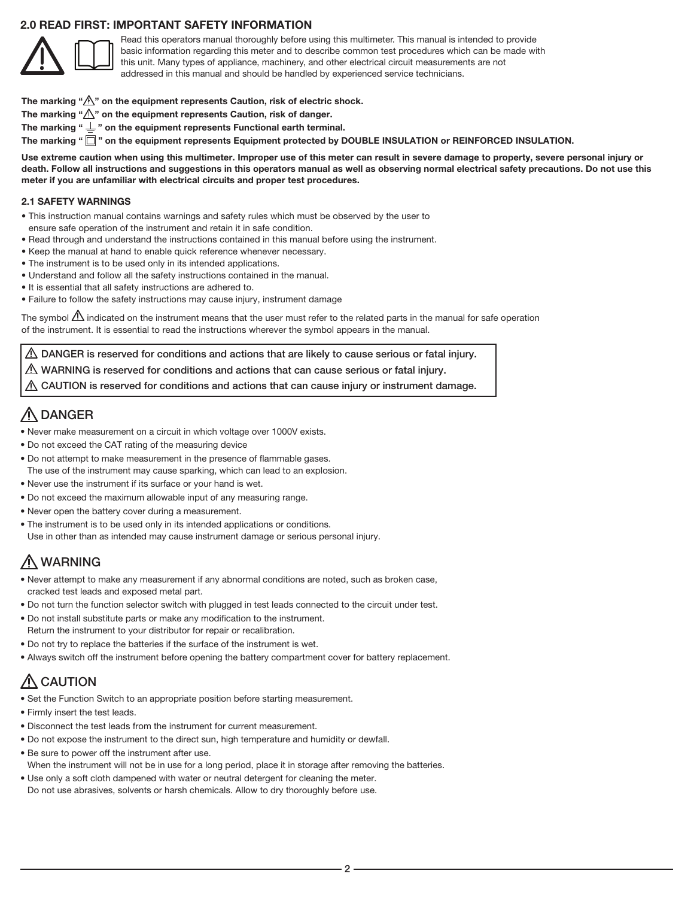## 2.0 READ FIRST: IMPORTANT SAFETY INFORMATION

Read this operators manual thoroughly before using this multimeter. This manual is intended to provide basic information regarding this meter and to describe common test procedures which can be made with this unit. Many types of appliance, machinery, and other electrical circuit measurements are not addressed in this manual and should be handled by experienced service technicians.

**The marking "⚠" on the equipment represents Caution, risk of electric shock.**

**The marking "⚠" on the equipment represents Caution, risk of danger.**

**The marking "⏚" on the equipment represents Functional earth terminal.**

**The marking "⧈" on the equipment represents Equipment protected by DOUBLE INSULATION or REINFORCED INSULATION.**

**Use extreme caution when using this multimeter. Improper use of this meter can result in severe damage to property, severe personal injury or death. Follow all instructions and suggestions in this operators manual as well as observing normal electrical safety precautions. Do not use this meter if you are unfamiliar with electrical circuits and proper test procedures.**

### 2.1 SAFETY WARNINGS

- This instruction manual contains warnings and safety rules which must be observed by the user to ensure safe operation of the instrument and retain it in safe condition.
- Read through and understand the instructions contained in this manual before using the instrument.
- Keep the manual at hand to enable quick reference whenever necessary.
- The instrument is to be used only in its intended applications.
- Understand and follow all the safety instructions contained in the manual.
- It is essential that all safety instructions are adhered to.
- Failure to follow the safety instructions may cause injury, instrument damage

The symbol ⚠ indicated on the instrument means that the user must refer to the related parts in the manual for safe operation of the instrument. It is essential to read the instructions wherever the symbol appears in the manual.

⚠ DANGER is reserved for conditions and actions that are likely to cause serious or fatal injury.

⚠ WARNING is reserved for conditions and actions that can cause serious or fatal injury.

⚠ CAUTION is reserved for conditions and actions that can cause injury or instrument damage.

## ⚠ DANGER

- Never make measurement on a circuit in which voltage over 1000V exists.
- Do not exceed the CAT rating of the measuring device
- Do not attempt to make measurement in the presence of flammable gases. The use of the instrument may cause sparking, which can lead to an explosion.
- Never use the instrument if its surface or your hand is wet.
- Do not exceed the maximum allowable input of any measuring range.
- Never open the battery cover during a measurement.
- The instrument is to be used only in its intended applications or conditions. Use in other than as intended may cause instrument damage or serious personal injury.

## ⚠ WARNING

- Never attempt to make any measurement if any abnormal conditions are noted, such as broken case, cracked test leads and exposed metal part.
- Do not turn the function selector switch with plugged in test leads connected to the circuit under test.
- Do not install substitute parts or make any modification to the instrument. Return the instrument to your distributor for repair or recalibration.
- Do not try to replace the batteries if the surface of the instrument is wet.
- Always switch off the instrument before opening the battery compartment cover for battery replacement.

## ⚠ CAUTION

- Set the Function Switch to an appropriate position before starting measurement.
- Firmly insert the test leads.
- Disconnect the test leads from the instrument for current measurement.
- Do not expose the instrument to the direct sun, high temperature and humidity or dewfall.
- Be sure to power off the instrument after use. When the instrument will not be in use for a long period, place it in storage after removing the batteries.
- Use only a soft cloth dampened with water or neutral detergent for cleaning the meter. Do not use abrasives, solvents or harsh chemicals. Allow to dry thoroughly before use.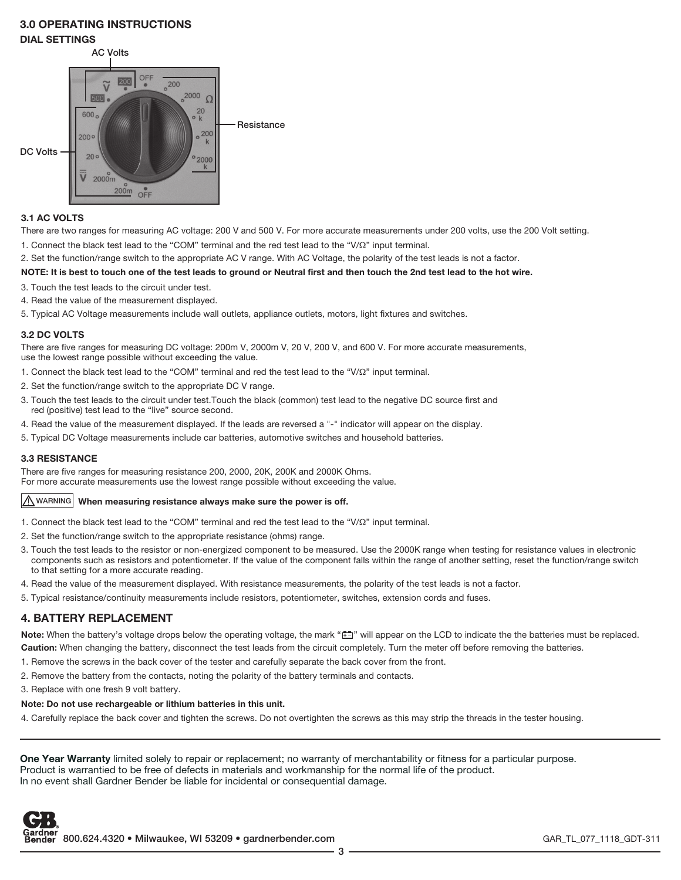## 3.0 OPERATING INSTRUCTIONS

### DIAL SETTINGS

AC Volts

DC Volts

Resistance

### 3.1 AC VOLTS

There are two ranges for measuring AC voltage: 200 V and 500 V. For more accurate measurements under 200 volts, use the 200 Volt setting.

1. Connect the black test lead to the "COM" terminal and the red test lead to the "V/Ω" input terminal.
2. Set the function/range switch to the appropriate AC V range. With AC Voltage, the polarity of the test leads is not a factor.

**NOTE: It is best to touch one of the test leads to ground or Neutral first and then touch the 2nd test lead to the hot wire.**

3. Touch the test leads to the circuit under test.
4. Read the value of the measurement displayed.
5. Typical AC Voltage measurements include wall outlets, appliance outlets, motors, light fixtures and switches.

### 3.2 DC VOLTS

There are five ranges for measuring DC voltage: 200m V, 2000m V, 20 V, 200 V, and 600 V. For more accurate measurements, use the lowest range possible without exceeding the value.

1. Connect the black test lead to the "COM" terminal and red the test lead to the "V/Ω" input terminal.
2. Set the function/range switch to the appropriate DC V range.
3. Touch the test leads to the circuit under test.Touch the black (common) test lead to the negative DC source first and red (positive) test lead to the "live" source second.
4. Read the value of the measurement displayed. If the leads are reversed a "-" indicator will appear on the display.
5. Typical DC Voltage measurements include car batteries, automotive switches and household batteries.

### 3.3 RESISTANCE

There are five ranges for measuring resistance 200, 2000, 20K, 200K and 2000K Ohms.
For more accurate measurements use the lowest range possible without exceeding the value.

⚠ WARNING **When measuring resistance always make sure the power is off.**

1. Connect the black test lead to the "COM" terminal and red the test lead to the "V/Ω" input terminal.
2. Set the function/range switch to the appropriate resistance (ohms) range.
3. Touch the test leads to the resistor or non-energized component to be measured. Use the 2000K range when testing for resistance values in electronic components such as resistors and potentiometer. If the value of the component falls within the range of another setting, reset the function/range switch to that setting for a more accurate reading.
4. Read the value of the measurement displayed. With resistance measurements, the polarity of the test leads is not a factor.
5. Typical resistance/continuity measurements include resistors, potentiometer, switches, extension cords and fuses.

## 4. BATTERY REPLACEMENT

**Note:** When the battery's voltage drops below the operating voltage, the mark "[battery]" will appear on the LCD to indicate the the batteries must be replaced.
**Caution:** When changing the battery, disconnect the test leads from the circuit completely. Turn the meter off before removing the batteries.

1. Remove the screws in the back cover of the tester and carefully separate the back cover from the front.
2. Remove the battery from the contacts, noting the polarity of the battery terminals and contacts.
3. Replace with one fresh 9 volt battery.

**Note: Do not use rechargeable or lithium batteries in this unit.**

4. Carefully replace the back cover and tighten the screws. Do not overtighten the screws as this may strip the threads in the tester housing.

---

**One Year Warranty** limited solely to repair or replacement; no warranty of merchantability or fitness for a particular purpose.
Product is warrantied to be free of defects in materials and workmanship for the normal life of the product.
In no event shall Gardner Bender be liable for incidental or consequential damage.

GB Gardner Bender 800.624.4320 • Milwaukee, WI 53209 • gardnerbender.com

GAR_TL_077_1118_GDT-311